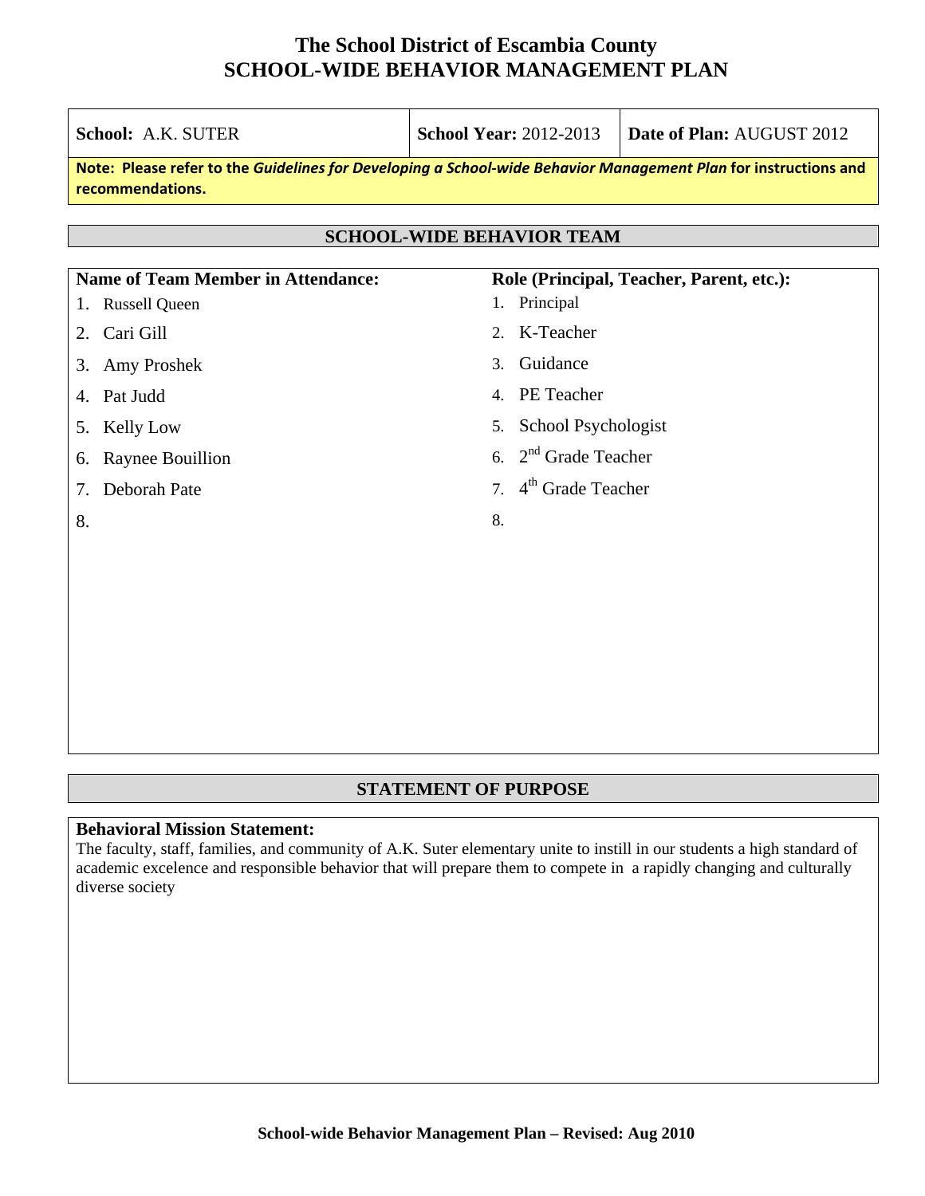# The School District of Escambia County
# SCHOOL-WIDE BEHAVIOR MANAGEMENT PLAN

| | | |
|---|---|---|
| **School:** A.K. SUTER | **School Year:** 2012-2013 | **Date of Plan:** AUGUST 2012 |

**Note: Please refer to the *Guidelines for Developing a School-wide Behavior Management Plan* for instructions and recommendations.**

## SCHOOL-WIDE BEHAVIOR TEAM

| Name of Team Member in Attendance: | Role (Principal, Teacher, Parent, etc.): |
|---|---|
| 1. Russell Queen | 1. Principal |
| 2. Cari Gill | 2. K-Teacher |
| 3. Amy Proshek | 3. Guidance |
| 4. Pat Judd | 4. PE Teacher |
| 5. Kelly Low | 5. School Psychologist |
| 6. Raynee Bouillion | 6. 2nd Grade Teacher |
| 7. Deborah Pate | 7. 4th Grade Teacher |
| 8. | 8. |

## STATEMENT OF PURPOSE

**Behavioral Mission Statement:**
The faculty, staff, families, and community of A.K. Suter elementary unite to instill in our students a high standard of academic excelence and responsible behavior that will prepare them to compete in a rapidly changing and culturally diverse society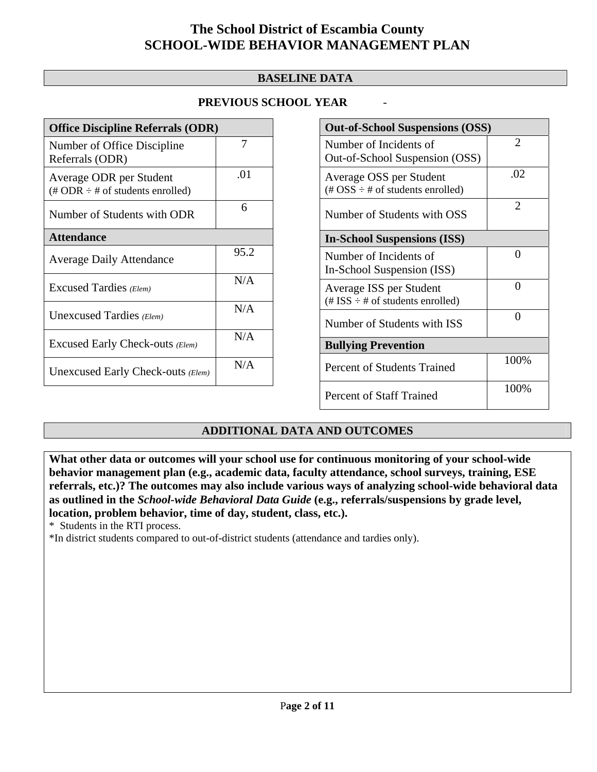# The School District of Escambia County
# SCHOOL-WIDE BEHAVIOR MANAGEMENT PLAN

## BASELINE DATA

**PREVIOUS SCHOOL YEAR -**

| **Office Discipline Referrals (ODR)** | |
|---|---|
| Number of Office Discipline Referrals (ODR) | 7 |
| Average ODR per Student (# ODR ÷ # of students enrolled) | .01 |
| Number of Students with ODR | 6 |
| **Attendance** | |
| Average Daily Attendance | 95.2 |
| Excused Tardies *(Elem)* | N/A |
| Unexcused Tardies *(Elem)* | N/A |
| Excused Early Check-outs *(Elem)* | N/A |
| Unexcused Early Check-outs *(Elem)* | N/A |

| **Out-of-School Suspensions (OSS)** | |
|---|---|
| Number of Incidents of Out-of-School Suspension (OSS) | 2 |
| Average OSS per Student (# OSS ÷ # of students enrolled) | .02 |
| Number of Students with OSS | 2 |
| **In-School Suspensions (ISS)** | |
| Number of Incidents of In-School Suspension (ISS) | 0 |
| Average ISS per Student (# ISS ÷ # of students enrolled) | 0 |
| Number of Students with ISS | 0 |
| **Bullying Prevention** | |
| Percent of Students Trained | 100% |
| Percent of Staff Trained | 100% |

## ADDITIONAL DATA AND OUTCOMES

**What other data or outcomes will your school use for continuous monitoring of your school-wide behavior management plan (e.g., academic data, faculty attendance, school surveys, training, ESE referrals, etc.)? The outcomes may also include various ways of analyzing school-wide behavioral data as outlined in the *School-wide Behavioral Data Guide* (e.g., referrals/suspensions by grade level, location, problem behavior, time of day, student, class, etc.).**

\* Students in the RTI process.

\*In district students compared to out-of-district students (attendance and tardies only).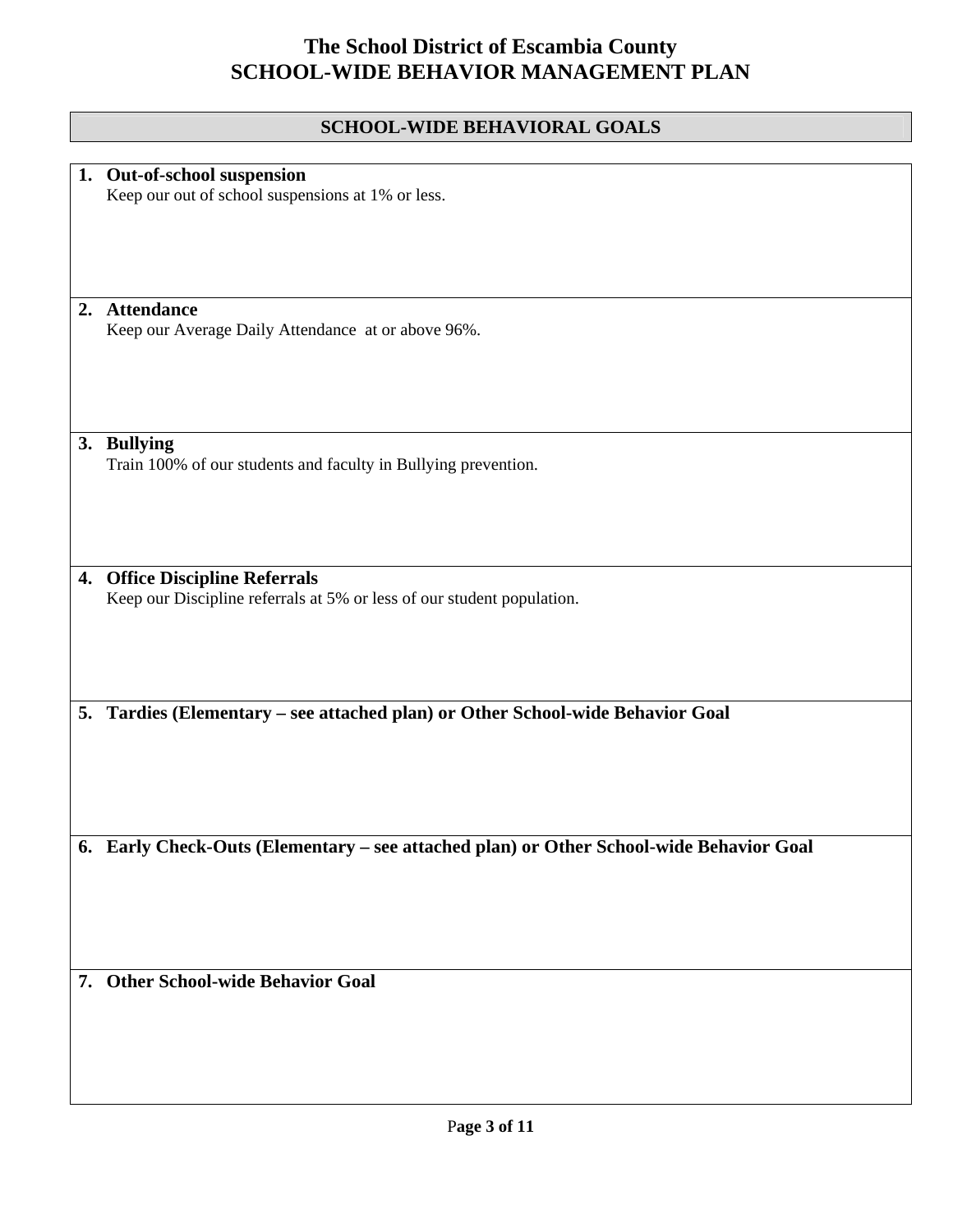# The School District of Escambia County
# SCHOOL-WIDE BEHAVIOR MANAGEMENT PLAN

## SCHOOL-WIDE BEHAVIORAL GOALS

1. **Out-of-school suspension**
   Keep our out of school suspensions at 1% or less.

2. **Attendance**
   Keep our Average Daily Attendance at or above 96%.

3. **Bullying**
   Train 100% of our students and faculty in Bullying prevention.

4. **Office Discipline Referrals**
   Keep our Discipline referrals at 5% or less of our student population.

5. **Tardies (Elementary – see attached plan) or Other School-wide Behavior Goal**

6. **Early Check-Outs (Elementary – see attached plan) or Other School-wide Behavior Goal**

7. **Other School-wide Behavior Goal**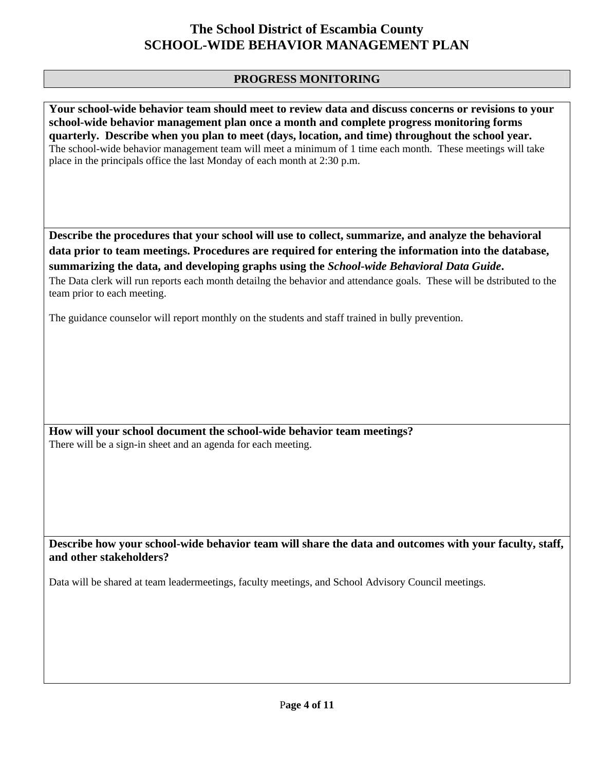# The School District of Escambia County
# SCHOOL-WIDE BEHAVIOR MANAGEMENT PLAN

## PROGRESS MONITORING

**Your school-wide behavior team should meet to review data and discuss concerns or revisions to your school-wide behavior management plan once a month and complete progress monitoring forms quarterly. Describe when you plan to meet (days, location, and time) throughout the school year.**

The school-wide behavior management team will meet a minimum of 1 time each month. These meetings will take place in the principals office the last Monday of each month at 2:30 p.m.

**Describe the procedures that your school will use to collect, summarize, and analyze the behavioral data prior to team meetings. Procedures are required for entering the information into the database, summarizing the data, and developing graphs using the *School-wide Behavioral Data Guide*.**

The Data clerk will run reports each month detailng the behavior and attendance goals. These will be dstributed to the team prior to each meeting.

The guidance counselor will report monthly on the students and staff trained in bully prevention.

**How will your school document the school-wide behavior team meetings?**

There will be a sign-in sheet and an agenda for each meeting.

**Describe how your school-wide behavior team will share the data and outcomes with your faculty, staff, and other stakeholders?**

Data will be shared at team leadermeetings, faculty meetings, and School Advisory Council meetings.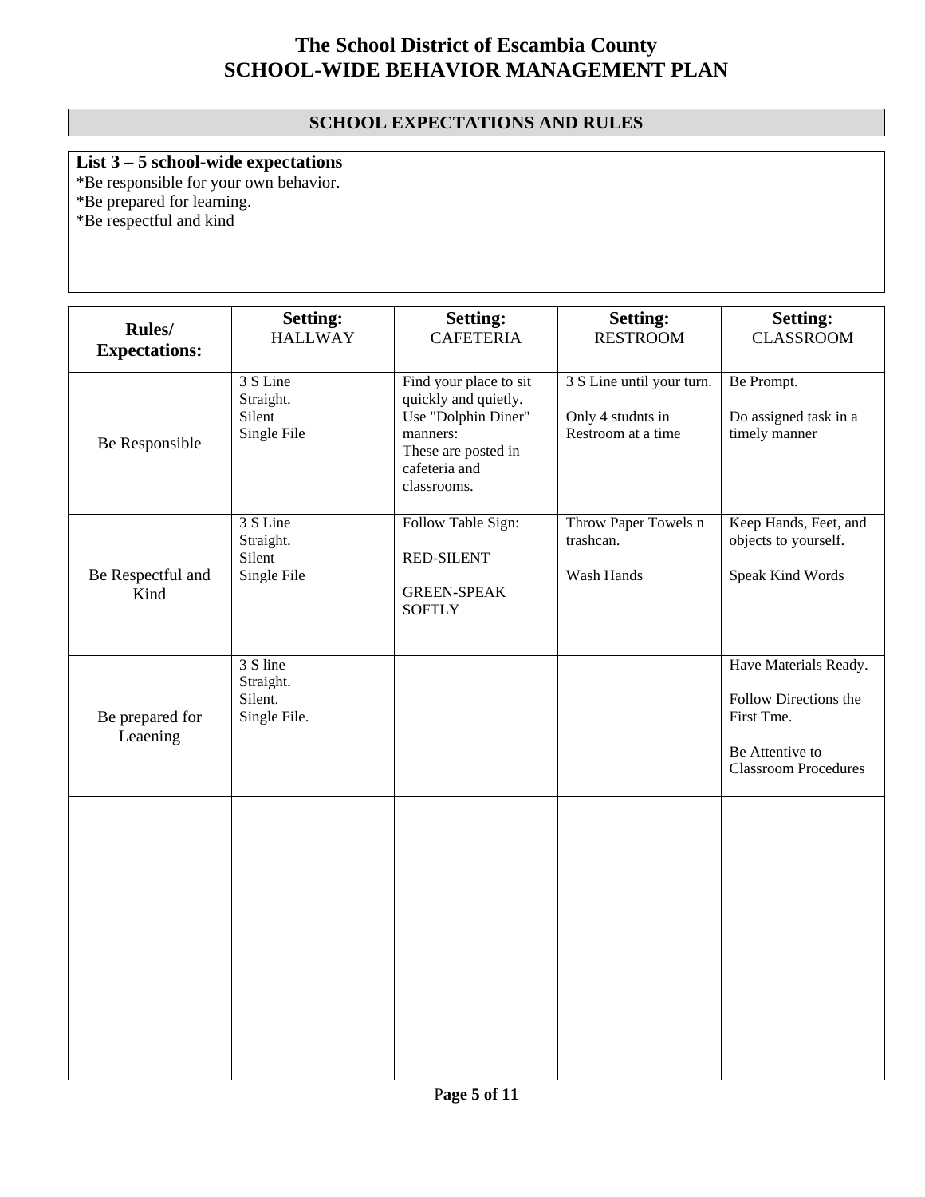# The School District of Escambia County
# SCHOOL-WIDE BEHAVIOR MANAGEMENT PLAN

## SCHOOL EXPECTATIONS AND RULES

**List 3 – 5 school-wide expectations**

*Be responsible for your own behavior.
*Be prepared for learning.
*Be respectful and kind

| Rules/ Expectations: | Setting: HALLWAY | Setting: CAFETERIA | Setting: RESTROOM | Setting: CLASSROOM |
|---|---|---|---|---|
| Be Responsible | 3 S Line<br>Straight.<br>Silent<br>Single File | Find your place to sit quickly and quietly. Use "Dolphin Diner" manners:<br>These are posted in cafeteria and classrooms. | 3 S Line until your turn.<br><br>Only 4 studnts in Restroom at a time | Be Prompt.<br><br>Do assigned task in a timely manner |
| Be Respectful and Kind | 3 S Line<br>Straight.<br>Silent<br>Single File | Follow Table Sign:<br><br>RED-SILENT<br><br>GREEN-SPEAK SOFTLY | Throw Paper Towels n trashcan.<br><br>Wash Hands | Keep Hands, Feet, and objects to yourself.<br><br>Speak Kind Words |
| Be prepared for Leaening | 3 S line<br>Straight.<br>Silent.<br>Single File. | | | Have Materials Ready.<br><br>Follow Directions the First Tme.<br><br>Be Attentive to Classroom Procedures |
| | | | | |
| | | | | |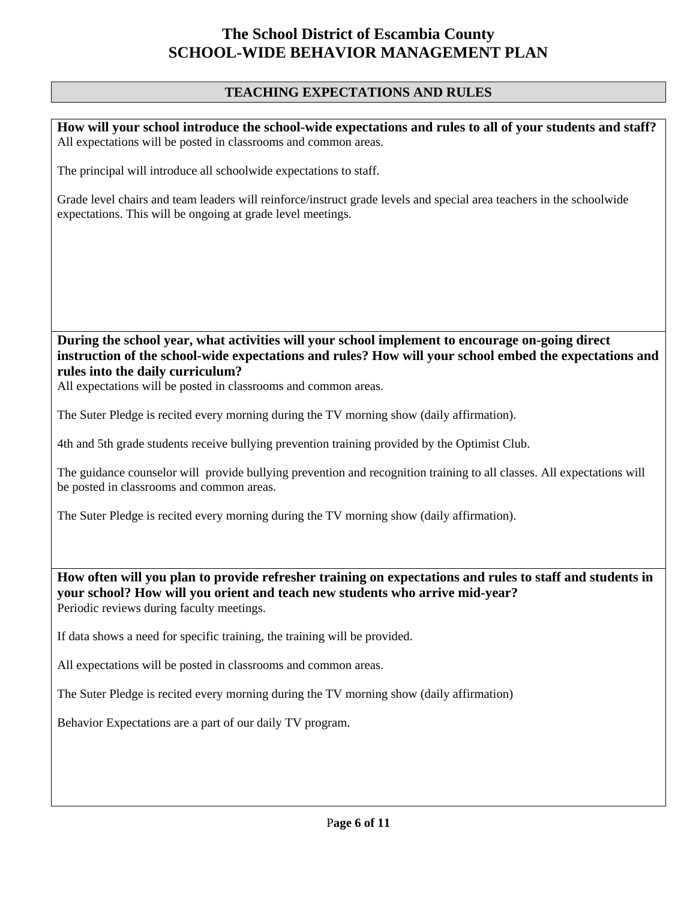# The School District of Escambia County
# SCHOOL-WIDE BEHAVIOR MANAGEMENT PLAN

## TEACHING EXPECTATIONS AND RULES

**How will your school introduce the school-wide expectations and rules to all of your students and staff?**

All expectations will be posted in classrooms and common areas.

The principal will introduce all schoolwide expectations to staff.

Grade level chairs and team leaders will reinforce/instruct grade levels and special area teachers in the schoolwide expectations. This will be ongoing at grade level meetings.

**During the school year, what activities will your school implement to encourage on-going direct instruction of the school-wide expectations and rules? How will your school embed the expectations and rules into the daily curriculum?**

All expectations will be posted in classrooms and common areas.

The Suter Pledge is recited every morning during the TV morning show (daily affirmation).

4th and 5th grade students receive bullying prevention training provided by the Optimist Club.

The guidance counselor will provide bullying prevention and recognition training to all classes. All expectations will be posted in classrooms and common areas.

The Suter Pledge is recited every morning during the TV morning show (daily affirmation).

**How often will you plan to provide refresher training on expectations and rules to staff and students in your school? How will you orient and teach new students who arrive mid-year?**

Periodic reviews during faculty meetings.

If data shows a need for specific training, the training will be provided.

All expectations will be posted in classrooms and common areas.

The Suter Pledge is recited every morning during the TV morning show (daily affirmation)

Behavior Expectations are a part of our daily TV program.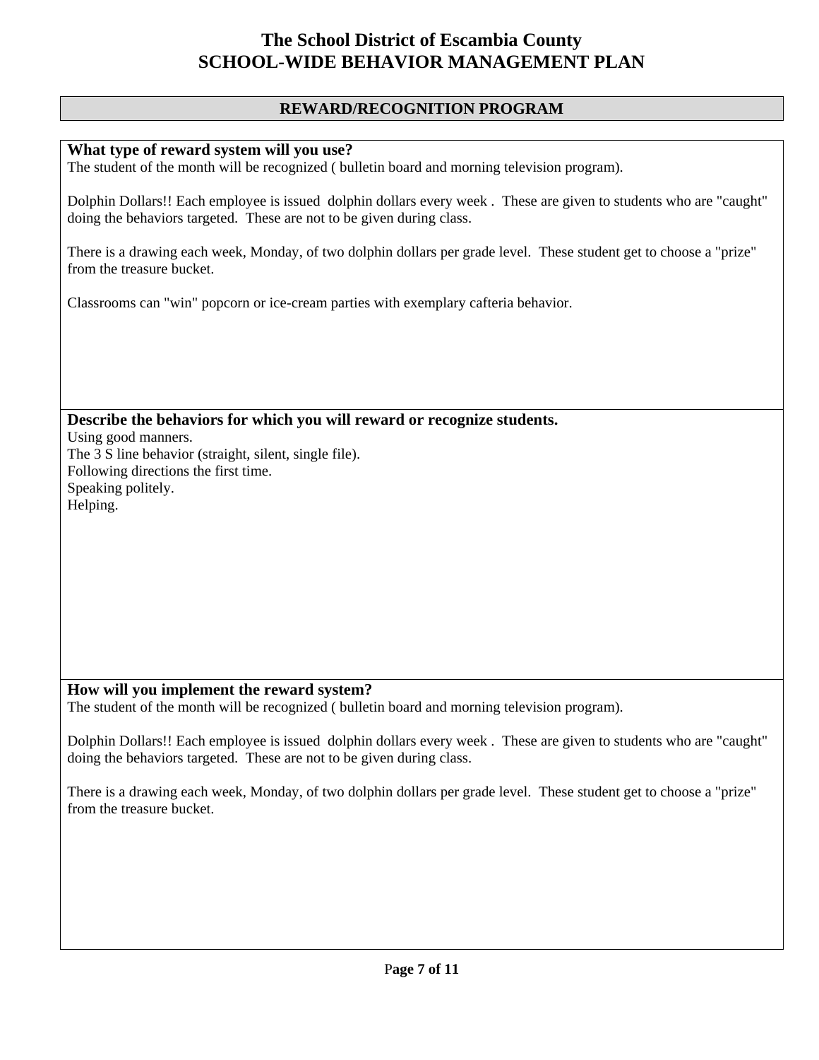# The School District of Escambia County
# SCHOOL-WIDE BEHAVIOR MANAGEMENT PLAN

## REWARD/RECOGNITION PROGRAM

**What type of reward system will you use?**

The student of the month will be recognized ( bulletin board and morning television program).

Dolphin Dollars!! Each employee is issued dolphin dollars every week . These are given to students who are "caught" doing the behaviors targeted. These are not to be given during class.

There is a drawing each week, Monday, of two dolphin dollars per grade level. These student get to choose a "prize" from the treasure bucket.

Classrooms can "win" popcorn or ice-cream parties with exemplary cafeteria behavior.

**Describe the behaviors for which you will reward or recognize students.**

Using good manners.
The 3 S line behavior (straight, silent, single file).
Following directions the first time.
Speaking politely.
Helping.

**How will you implement the reward system?**

The student of the month will be recognized ( bulletin board and morning television program).

Dolphin Dollars!! Each employee is issued dolphin dollars every week . These are given to students who are "caught" doing the behaviors targeted. These are not to be given during class.

There is a drawing each week, Monday, of two dolphin dollars per grade level. These student get to choose a "prize" from the treasure bucket.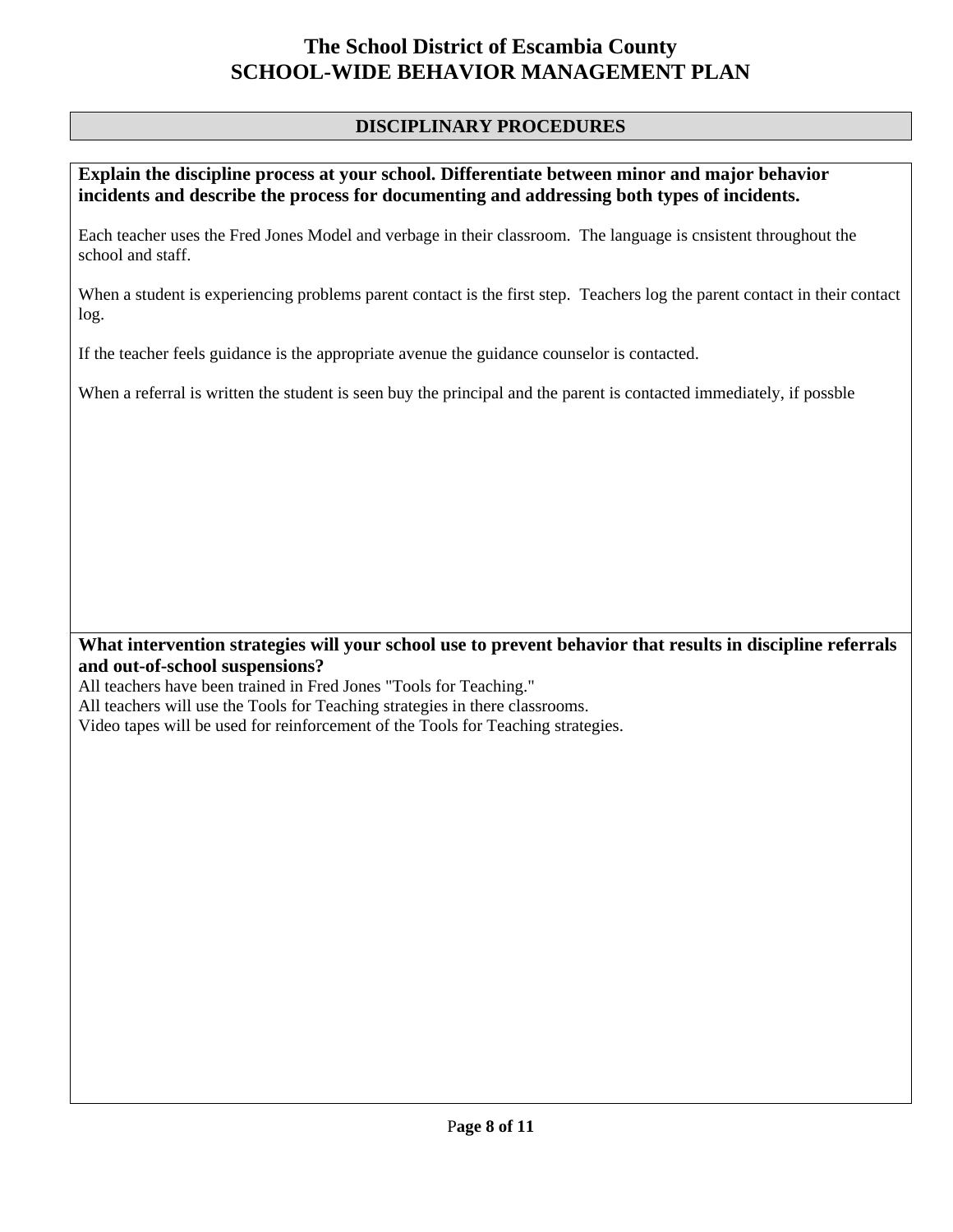# The School District of Escambia County
# SCHOOL-WIDE BEHAVIOR MANAGEMENT PLAN

## DISCIPLINARY PROCEDURES

**Explain the discipline process at your school. Differentiate between minor and major behavior incidents and describe the process for documenting and addressing both types of incidents.**

Each teacher uses the Fred Jones Model and verbage in their classroom. The language is cnsistent throughout the school and staff.

When a student is experiencing problems parent contact is the first step. Teachers log the parent contact in their contact log.

If the teacher feels guidance is the appropriate avenue the guidance counselor is contacted.

When a referral is written the student is seen buy the principal and the parent is contacted immediately, if possble

**What intervention strategies will your school use to prevent behavior that results in discipline referrals and out-of-school suspensions?**

All teachers have been trained in Fred Jones "Tools for Teaching."
All teachers will use the Tools for Teaching strategies in there classrooms.
Video tapes will be used for reinforcement of the Tools for Teaching strategies.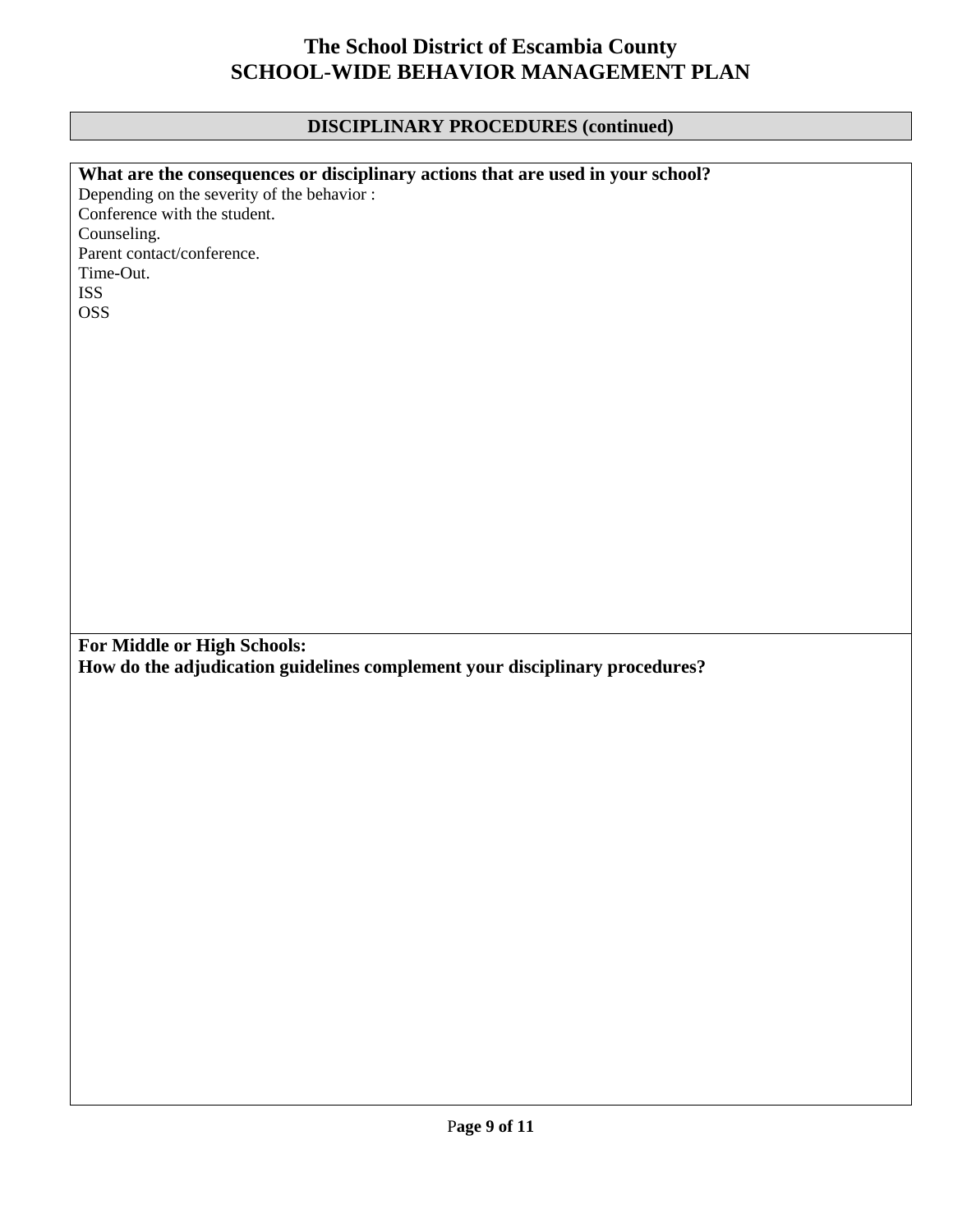# The School District of Escambia County
# SCHOOL-WIDE BEHAVIOR MANAGEMENT PLAN

## DISCIPLINARY PROCEDURES (continued)

**What are the consequences or disciplinary actions that are used in your school?**

Depending on the severity of the behavior :
Conference with the student.
Counseling.
Parent contact/conference.
Time-Out.
ISS
OSS

**For Middle or High Schools:**
**How do the adjudication guidelines complement your disciplinary procedures?**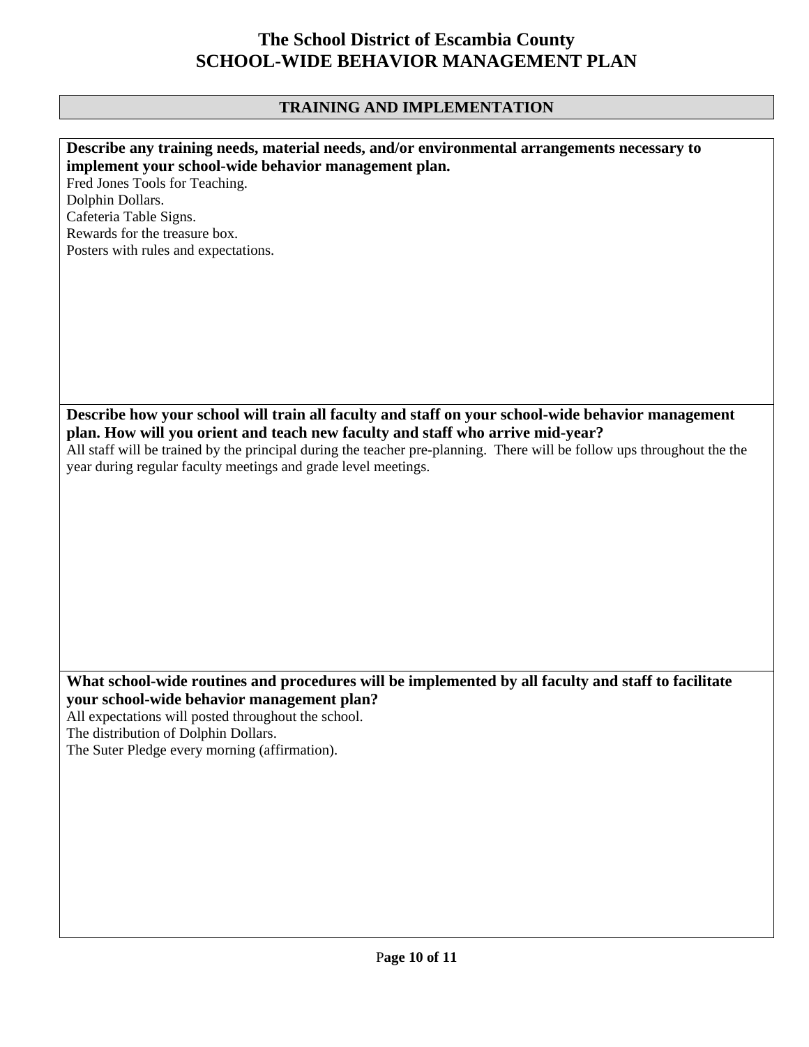# The School District of Escambia County
# SCHOOL-WIDE BEHAVIOR MANAGEMENT PLAN

## TRAINING AND IMPLEMENTATION

**Describe any training needs, material needs, and/or environmental arrangements necessary to implement your school-wide behavior management plan.**

Fred Jones Tools for Teaching.
Dolphin Dollars.
Cafeteria Table Signs.
Rewards for the treasure box.
Posters with rules and expectations.

**Describe how your school will train all faculty and staff on your school-wide behavior management plan. How will you orient and teach new faculty and staff who arrive mid-year?**

All staff will be trained by the principal during the teacher pre-planning. There will be follow ups throughout the the year during regular faculty meetings and grade level meetings.

**What school-wide routines and procedures will be implemented by all faculty and staff to facilitate your school-wide behavior management plan?**

All expectations will posted throughout the school.
The distribution of Dolphin Dollars.
The Suter Pledge every morning (affirmation).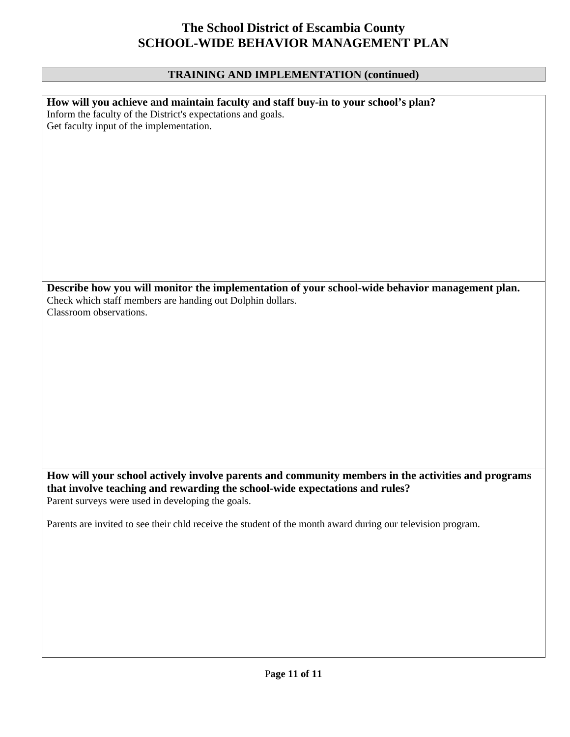# The School District of Escambia County
# SCHOOL-WIDE BEHAVIOR MANAGEMENT PLAN

## TRAINING AND IMPLEMENTATION (continued)

**How will you achieve and maintain faculty and staff buy-in to your school's plan?**

Inform the faculty of the District's expectations and goals.
Get faculty input of the implementation.

**Describe how you will monitor the implementation of your school-wide behavior management plan.**

Check which staff members are handing out Dolphin dollars.
Classroom observations.

**How will your school actively involve parents and community members in the activities and programs that involve teaching and rewarding the school-wide expectations and rules?**

Parent surveys were used in developing the goals.

Parents are invited to see their chld receive the student of the month award during our television program.